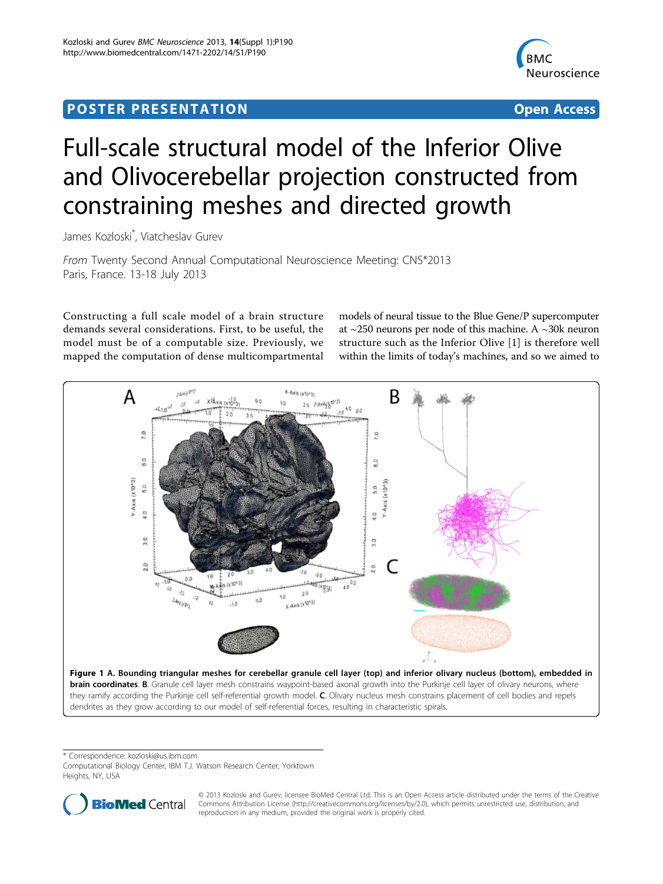POSTER PRESENTATION

Open Access

# Full-scale structural model of the Inferior Olive and Olivocerebellar projection constructed from constraining meshes and directed growth

James Kozloski*, Viatcheslav Gurev

*From* Twenty Second Annual Computational Neuroscience Meeting: CNS*2013
Paris, France. 13-18 July 2013

Constructing a full scale model of a brain structure demands several considerations. First, to be useful, the model must be of a computable size. Previously, we mapped the computation of dense multicompartmental models of neural tissue to the Blue Gene/P supercomputer at ~250 neurons per node of this machine. A ~30k neuron structure such as the Inferior Olive [1] is therefore well within the limits of today's machines, and so we aimed to

**Figure 1 A. Bounding triangular meshes for cerebellar granule cell layer (top) and inferior olivary nucleus (bottom), embedded in brain coordinates**. **B**. Granule cell layer mesh constrains waypoint-based axonal growth into the Purkinje cell layer of olivary neurons, where they ramify according the Purkinje cell self-referential growth model. **C**. Olivary nucleus mesh constrains placement of cell bodies and repels dendrites as they grow according to our model of self-referential forces, resulting in characteristic spirals.

* Correspondence: kozloski@us.ibm.com
Computational Biology Center, IBM T.J. Watson Research Center, Yorktown Heights, NY, USA

© 2013 Kozloski and Gurev; licensee BioMed Central Ltd. This is an Open Access article distributed under the terms of the Creative Commons Attribution License (http://creativecommons.org/licenses/by/2.0), which permits unrestricted use, distribution, and reproduction in any medium, provided the original work is properly cited.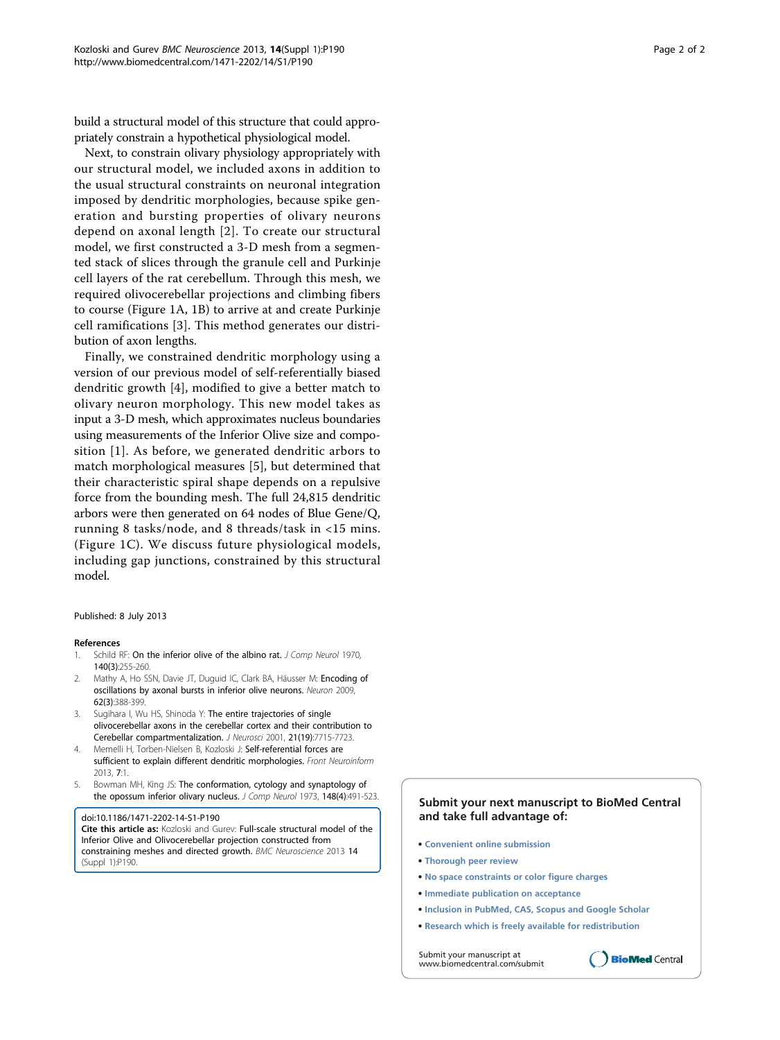build a structural model of this structure that could appropriately constrain a hypothetical physiological model.

Next, to constrain olivary physiology appropriately with our structural model, we included axons in addition to the usual structural constraints on neuronal integration imposed by dendritic morphologies, because spike generation and bursting properties of olivary neurons depend on axonal length [2]. To create our structural model, we first constructed a 3-D mesh from a segmented stack of slices through the granule cell and Purkinje cell layers of the rat cerebellum. Through this mesh, we required olivocerebellar projections and climbing fibers to course (Figure 1A, 1B) to arrive at and create Purkinje cell ramifications [3]. This method generates our distribution of axon lengths.

Finally, we constrained dendritic morphology using a version of our previous model of self-referentially biased dendritic growth [4], modified to give a better match to olivary neuron morphology. This new model takes as input a 3-D mesh, which approximates nucleus boundaries using measurements of the Inferior Olive size and composition [1]. As before, we generated dendritic arbors to match morphological measures [5], but determined that their characteristic spiral shape depends on a repulsive force from the bounding mesh. The full 24,815 dendritic arbors were then generated on 64 nodes of Blue Gene/Q, running 8 tasks/node, and 8 threads/task in <15 mins. (Figure 1C). We discuss future physiological models, including gap junctions, constrained by this structural model.

Published: 8 July 2013

#### References

1. Schild RF: **On the inferior olive of the albino rat.** *J Comp Neurol* 1970, **140(3)**:255-260.
2. Mathy A, Ho SSN, Davie JT, Duguid IC, Clark BA, Häusser M: **Encoding of oscillations by axonal bursts in inferior olive neurons.** *Neuron* 2009, **62(3)**:388-399.
3. Sugihara I, Wu HS, Shinoda Y: **The entire trajectories of single olivocerebellar axons in the cerebellar cortex and their contribution to Cerebellar compartmentalization.** *J Neurosci* 2001, **21(19)**:7715-7723.
4. Memelli H, Torben-Nielsen B, Kozloski J: **Self-referential forces are sufficient to explain different dendritic morphologies.** *Front Neuroinform* 2013, **7**:1.
5. Bowman MH, King JS: **The conformation, cytology and synaptology of the opossum inferior olivary nucleus.** *J Comp Neurol* 1973, **148(4)**:491-523.

doi:10.1186/1471-2202-14-S1-P190

**Cite this article as:** Kozloski and Gurev: **Full-scale structural model of the Inferior Olive and Olivocerebellar projection constructed from constraining meshes and directed growth.** *BMC Neuroscience* 2013 **14** (Suppl 1):P190.

**Submit your next manuscript to BioMed Central and take full advantage of:**

- Convenient online submission
- Thorough peer review
- No space constraints or color figure charges
- Immediate publication on acceptance
- Inclusion in PubMed, CAS, Scopus and Google Scholar
- Research which is freely available for redistribution

Submit your manuscript at www.biomedcentral.com/submit

BioMed Central